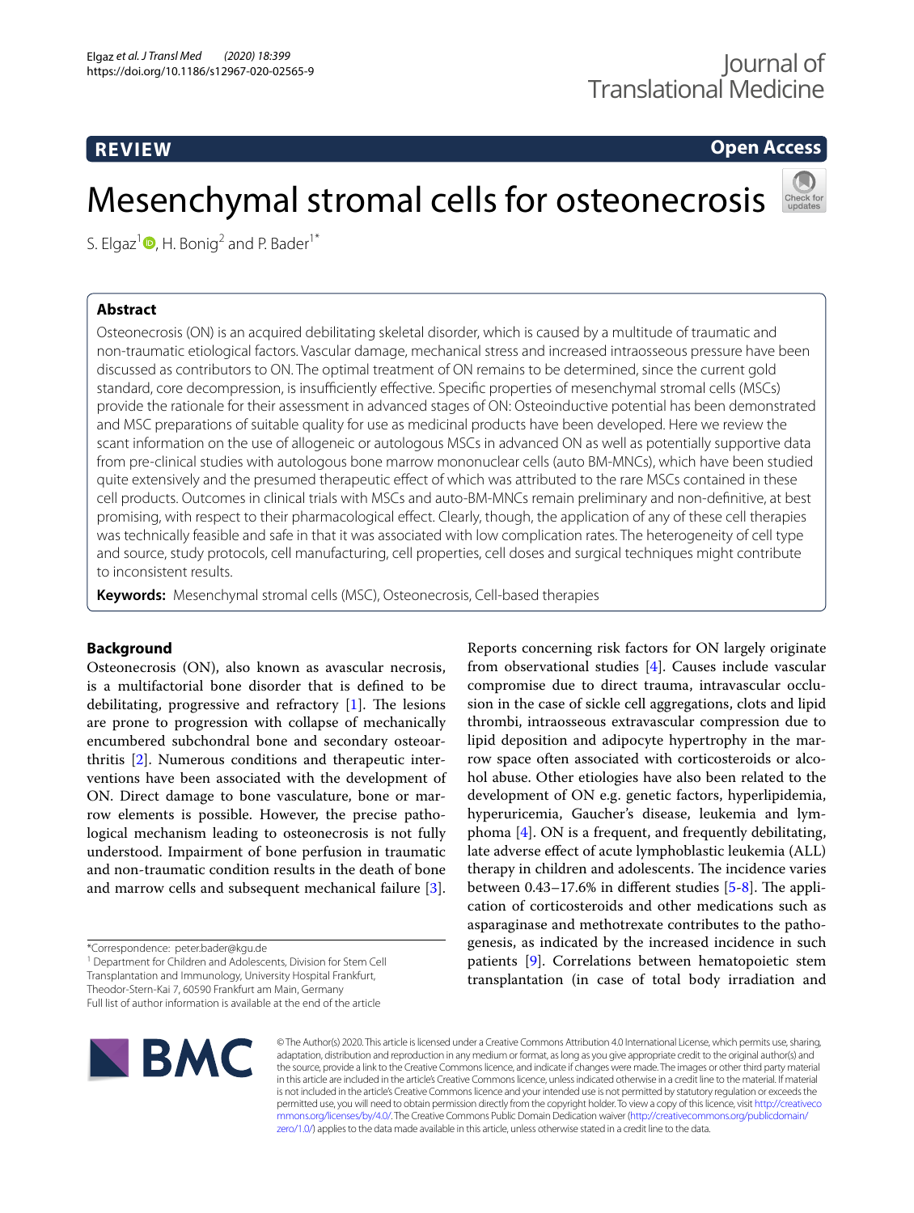REVIEW

Open Access

# Mesenchymal stromal cells for osteonecrosis

S. Elgaz[1], H. Bonig[2] and P. Bader[1*]

## Abstract

Osteonecrosis (ON) is an acquired debilitating skeletal disorder, which is caused by a multitude of traumatic and non-traumatic etiological factors. Vascular damage, mechanical stress and increased intraosseous pressure have been discussed as contributors to ON. The optimal treatment of ON remains to be determined, since the current gold standard, core decompression, is insufficiently effective. Specific properties of mesenchymal stromal cells (MSCs) provide the rationale for their assessment in advanced stages of ON: Osteoinductive potential has been demonstrated and MSC preparations of suitable quality for use as medicinal products have been developed. Here we review the scant information on the use of allogeneic or autologous MSCs in advanced ON as well as potentially supportive data from pre-clinical studies with autologous bone marrow mononuclear cells (auto BM-MNCs), which have been studied quite extensively and the presumed therapeutic effect of which was attributed to the rare MSCs contained in these cell products. Outcomes in clinical trials with MSCs and auto-BM-MNCs remain preliminary and non-definitive, at best promising, with respect to their pharmacological effect. Clearly, though, the application of any of these cell therapies was technically feasible and safe in that it was associated with low complication rates. The heterogeneity of cell type and source, study protocols, cell manufacturing, cell properties, cell doses and surgical techniques might contribute to inconsistent results.

**Keywords:** Mesenchymal stromal cells (MSC), Osteonecrosis, Cell-based therapies

## Background

Osteonecrosis (ON), also known as avascular necrosis, is a multifactorial bone disorder that is defined to be debilitating, progressive and refractory [1]. The lesions are prone to progression with collapse of mechanically encumbered subchondral bone and secondary osteoarthritis [2]. Numerous conditions and therapeutic interventions have been associated with the development of ON. Direct damage to bone vasculature, bone or marrow elements is possible. However, the precise pathological mechanism leading to osteonecrosis is not fully understood. Impairment of bone perfusion in traumatic and non-traumatic condition results in the death of bone and marrow cells and subsequent mechanical failure [3]. Reports concerning risk factors for ON largely originate from observational studies [4]. Causes include vascular compromise due to direct trauma, intravascular occlusion in the case of sickle cell aggregations, clots and lipid thrombi, intraosseous extravascular compression due to lipid deposition and adipocyte hypertrophy in the marrow space often associated with corticosteroids or alcohol abuse. Other etiologies have also been related to the development of ON e.g. genetic factors, hyperlipidemia, hyperuricemia, Gaucher's disease, leukemia and lymphoma [4]. ON is a frequent, and frequently debilitating, late adverse effect of acute lymphoblastic leukemia (ALL) therapy in children and adolescents. The incidence varies between 0.43–17.6% in different studies [5-8]. The application of corticosteroids and other medications such as asparaginase and methotrexate contributes to the pathogenesis, as indicated by the increased incidence in such patients [9]. Correlations between hematopoietic stem transplantation (in case of total body irradiation and

*Correspondence: peter.bader@kgu.de
[1] Department for Children and Adolescents, Division for Stem Cell Transplantation and Immunology, University Hospital Frankfurt, Theodor-Stern-Kai 7, 60590 Frankfurt am Main, Germany
Full list of author information is available at the end of the article

© The Author(s) 2020. This article is licensed under a Creative Commons Attribution 4.0 International License, which permits use, sharing, adaptation, distribution and reproduction in any medium or format, as long as you give appropriate credit to the original author(s) and the source, provide a link to the Creative Commons licence, and indicate if changes were made. The images or other third party material in this article are included in the article's Creative Commons licence, unless indicated otherwise in a credit line to the material. If material is not included in the article's Creative Commons licence and your intended use is not permitted by statutory regulation or exceeds the permitted use, you will need to obtain permission directly from the copyright holder. To view a copy of this licence, visit http://creativecommons.org/licenses/by/4.0/. The Creative Commons Public Domain Dedication waiver (http://creativecommons.org/publicdomain/zero/1.0/) applies to the data made available in this article, unless otherwise stated in a credit line to the data.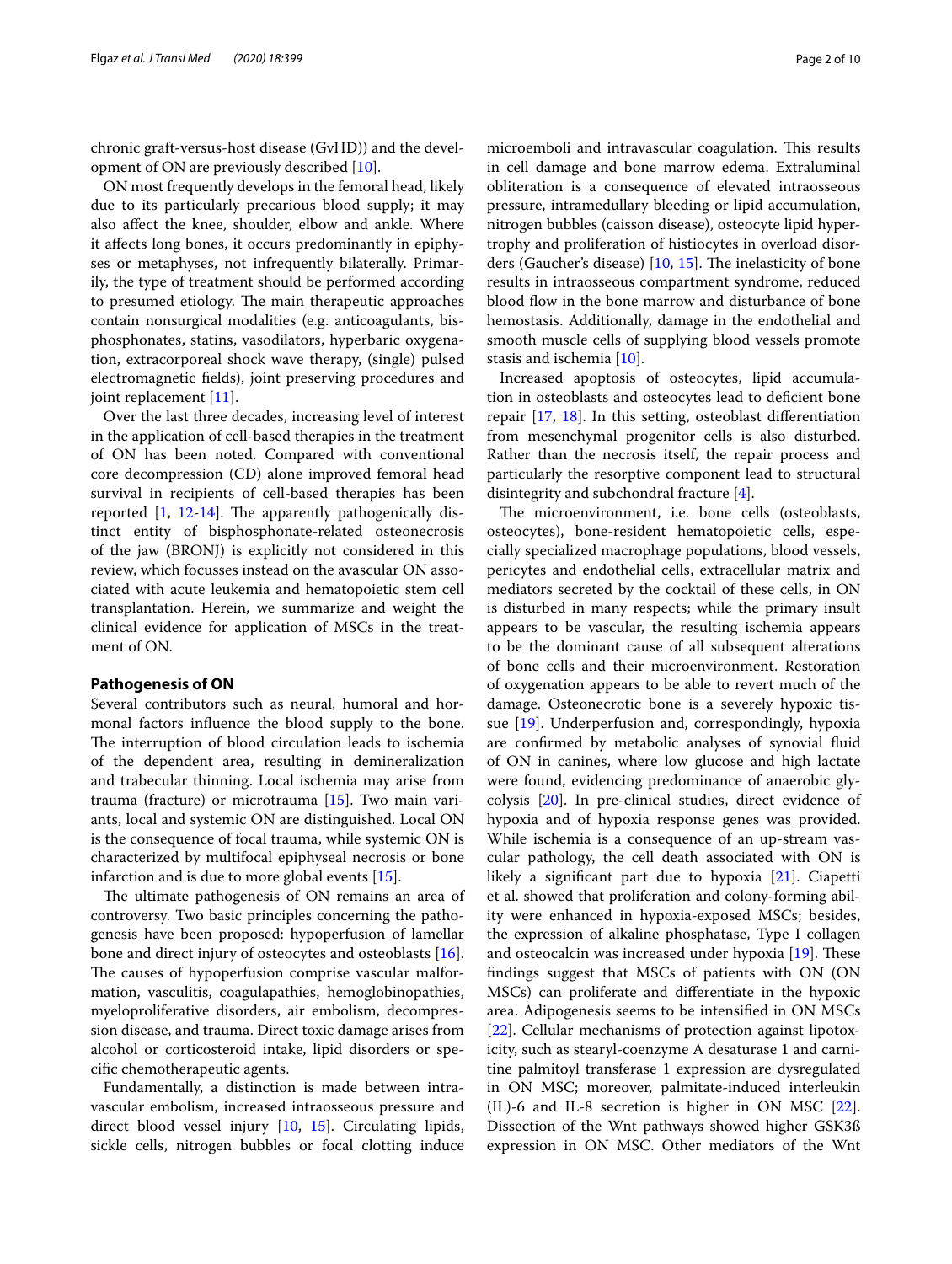chronic graft-versus-host disease (GvHD)) and the development of ON are previously described [10].

ON most frequently develops in the femoral head, likely due to its particularly precarious blood supply; it may also affect the knee, shoulder, elbow and ankle. Where it affects long bones, it occurs predominantly in epiphyses or metaphyses, not infrequently bilaterally. Primarily, the type of treatment should be performed according to presumed etiology. The main therapeutic approaches contain nonsurgical modalities (e.g. anticoagulants, bisphosphonates, statins, vasodilators, hyperbaric oxygenation, extracorporeal shock wave therapy, (single) pulsed electromagnetic fields), joint preserving procedures and joint replacement [11].

Over the last three decades, increasing level of interest in the application of cell-based therapies in the treatment of ON has been noted. Compared with conventional core decompression (CD) alone improved femoral head survival in recipients of cell-based therapies has been reported [1, 12-14]. The apparently pathogenically distinct entity of bisphosphonate-related osteonecrosis of the jaw (BRONJ) is explicitly not considered in this review, which focusses instead on the avascular ON associated with acute leukemia and hematopoietic stem cell transplantation. Herein, we summarize and weight the clinical evidence for application of MSCs in the treatment of ON.

## Pathogenesis of ON

Several contributors such as neural, humoral and hormonal factors influence the blood supply to the bone. The interruption of blood circulation leads to ischemia of the dependent area, resulting in demineralization and trabecular thinning. Local ischemia may arise from trauma (fracture) or microtrauma [15]. Two main variants, local and systemic ON are distinguished. Local ON is the consequence of focal trauma, while systemic ON is characterized by multifocal epiphyseal necrosis or bone infarction and is due to more global events [15].

The ultimate pathogenesis of ON remains an area of controversy. Two basic principles concerning the pathogenesis have been proposed: hypoperfusion of lamellar bone and direct injury of osteocytes and osteoblasts [16]. The causes of hypoperfusion comprise vascular malformation, vasculitis, coagulapathies, hemoglobinopathies, myeloproliferative disorders, air embolism, decompression disease, and trauma. Direct toxic damage arises from alcohol or corticosteroid intake, lipid disorders or specific chemotherapeutic agents.

Fundamentally, a distinction is made between intravascular embolism, increased intraosseous pressure and direct blood vessel injury [10, 15]. Circulating lipids, sickle cells, nitrogen bubbles or focal clotting induce microemboli and intravascular coagulation. This results in cell damage and bone marrow edema. Extraluminal obliteration is a consequence of elevated intraosseous pressure, intramedullary bleeding or lipid accumulation, nitrogen bubbles (caisson disease), osteocyte lipid hypertrophy and proliferation of histiocytes in overload disorders (Gaucher's disease) [10, 15]. The inelasticity of bone results in intraosseous compartment syndrome, reduced blood flow in the bone marrow and disturbance of bone hemostasis. Additionally, damage in the endothelial and smooth muscle cells of supplying blood vessels promote stasis and ischemia [10].

Increased apoptosis of osteocytes, lipid accumulation in osteoblasts and osteocytes lead to deficient bone repair [17, 18]. In this setting, osteoblast differentiation from mesenchymal progenitor cells is also disturbed. Rather than the necrosis itself, the repair process and particularly the resorptive component lead to structural disintegrity and subchondral fracture [4].

The microenvironment, i.e. bone cells (osteoblasts, osteocytes), bone-resident hematopoietic cells, especially specialized macrophage populations, blood vessels, pericytes and endothelial cells, extracellular matrix and mediators secreted by the cocktail of these cells, in ON is disturbed in many respects; while the primary insult appears to be vascular, the resulting ischemia appears to be the dominant cause of all subsequent alterations of bone cells and their microenvironment. Restoration of oxygenation appears to be able to revert much of the damage. Osteonecrotic bone is a severely hypoxic tissue [19]. Underperfusion and, correspondingly, hypoxia are confirmed by metabolic analyses of synovial fluid of ON in canines, where low glucose and high lactate were found, evidencing predominance of anaerobic glycolysis [20]. In pre-clinical studies, direct evidence of hypoxia and of hypoxia response genes was provided. While ischemia is a consequence of an up-stream vascular pathology, the cell death associated with ON is likely a significant part due to hypoxia [21]. Ciapetti et al. showed that proliferation and colony-forming ability were enhanced in hypoxia-exposed MSCs; besides, the expression of alkaline phosphatase, Type I collagen and osteocalcin was increased under hypoxia [19]. These findings suggest that MSCs of patients with ON (ON MSCs) can proliferate and differentiate in the hypoxic area. Adipogenesis seems to be intensified in ON MSCs [22]. Cellular mechanisms of protection against lipotoxicity, such as stearyl-coenzyme A desaturase 1 and carnitine palmitoyl transferase 1 expression are dysregulated in ON MSC; moreover, palmitate-induced interleukin (IL)-6 and IL-8 secretion is higher in ON MSC [22]. Dissection of the Wnt pathways showed higher GSK3ß expression in ON MSC. Other mediators of the Wnt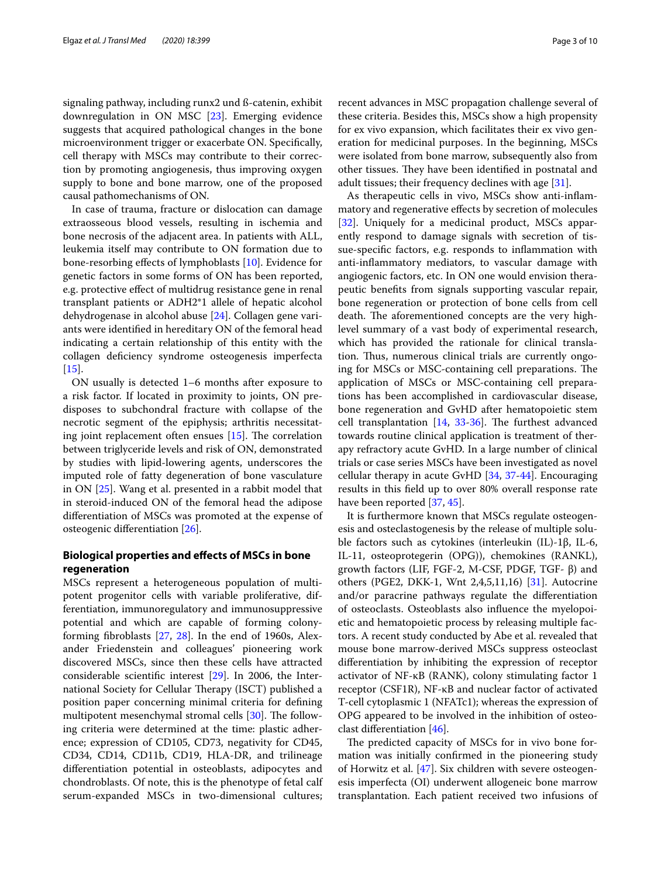signaling pathway, including runx2 und ß-catenin, exhibit downregulation in ON MSC [23]. Emerging evidence suggests that acquired pathological changes in the bone microenvironment trigger or exacerbate ON. Specifically, cell therapy with MSCs may contribute to their correction by promoting angiogenesis, thus improving oxygen supply to bone and bone marrow, one of the proposed causal pathomechanisms of ON.

In case of trauma, fracture or dislocation can damage extraosseous blood vessels, resulting in ischemia and bone necrosis of the adjacent area. In patients with ALL, leukemia itself may contribute to ON formation due to bone-resorbing effects of lymphoblasts [10]. Evidence for genetic factors in some forms of ON has been reported, e.g. protective effect of multidrug resistance gene in renal transplant patients or ADH2*1 allele of hepatic alcohol dehydrogenase in alcohol abuse [24]. Collagen gene variants were identified in hereditary ON of the femoral head indicating a certain relationship of this entity with the collagen deficiency syndrome osteogenesis imperfecta [15].

ON usually is detected 1–6 months after exposure to a risk factor. If located in proximity to joints, ON predisposes to subchondral fracture with collapse of the necrotic segment of the epiphysis; arthritis necessitating joint replacement often ensues [15]. The correlation between triglyceride levels and risk of ON, demonstrated by studies with lipid-lowering agents, underscores the imputed role of fatty degeneration of bone vasculature in ON [25]. Wang et al. presented in a rabbit model that in steroid-induced ON of the femoral head the adipose differentiation of MSCs was promoted at the expense of osteogenic differentiation [26].

## Biological properties and effects of MSCs in bone regeneration

MSCs represent a heterogeneous population of multipotent progenitor cells with variable proliferative, differentiation, immunoregulatory and immunosuppressive potential and which are capable of forming colony-forming fibroblasts [27, 28]. In the end of 1960s, Alexander Friedenstein and colleagues' pioneering work discovered MSCs, since then these cells have attracted considerable scientific interest [29]. In 2006, the International Society for Cellular Therapy (ISCT) published a position paper concerning minimal criteria for defining multipotent mesenchymal stromal cells [30]. The following criteria were determined at the time: plastic adherence; expression of CD105, CD73, negativity for CD45, CD34, CD14, CD11b, CD19, HLA-DR, and trilineage differentiation potential in osteoblasts, adipocytes and chondroblasts. Of note, this is the phenotype of fetal calf serum-expanded MSCs in two-dimensional cultures; recent advances in MSC propagation challenge several of these criteria. Besides this, MSCs show a high propensity for ex vivo expansion, which facilitates their ex vivo generation for medicinal purposes. In the beginning, MSCs were isolated from bone marrow, subsequently also from other tissues. They have been identified in postnatal and adult tissues; their frequency declines with age [31].

As therapeutic cells in vivo, MSCs show anti-inflammatory and regenerative effects by secretion of molecules [32]. Uniquely for a medicinal product, MSCs apparently respond to damage signals with secretion of tissue-specific factors, e.g. responds to inflammation with anti-inflammatory mediators, to vascular damage with angiogenic factors, etc. In ON one would envision therapeutic benefits from signals supporting vascular repair, bone regeneration or protection of bone cells from cell death. The aforementioned concepts are the very high-level summary of a vast body of experimental research, which has provided the rationale for clinical translation. Thus, numerous clinical trials are currently ongoing for MSCs or MSC-containing cell preparations. The application of MSCs or MSC-containing cell preparations has been accomplished in cardiovascular disease, bone regeneration and GvHD after hematopoietic stem cell transplantation [14, 33-36]. The furthest advanced towards routine clinical application is treatment of therapy refractory acute GvHD. In a large number of clinical trials or case series MSCs have been investigated as novel cellular therapy in acute GvHD [34, 37-44]. Encouraging results in this field up to over 80% overall response rate have been reported [37, 45].

It is furthermore known that MSCs regulate osteogenesis and osteoclastogenesis by the release of multiple soluble factors such as cytokines (interleukin (IL)-1β, IL-6, IL-11, osteoprotegerin (OPG)), chemokines (RANKL), growth factors (LIF, FGF-2, M-CSF, PDGF, TGF- β) and others (PGE2, DKK-1, Wnt 2,4,5,11,16) [31]. Autocrine and/or paracrine pathways regulate the differentiation of osteoclasts. Osteoblasts also influence the myelopoietic and hematopoietic process by releasing multiple factors. A recent study conducted by Abe et al. revealed that mouse bone marrow-derived MSCs suppress osteoclast differentiation by inhibiting the expression of receptor activator of NF-κB (RANK), colony stimulating factor 1 receptor (CSF1R), NF-κB and nuclear factor of activated T-cell cytoplasmic 1 (NFATc1); whereas the expression of OPG appeared to be involved in the inhibition of osteoclast differentiation [46].

The predicted capacity of MSCs for in vivo bone formation was initially confirmed in the pioneering study of Horwitz et al. [47]. Six children with severe osteogenesis imperfecta (OI) underwent allogeneic bone marrow transplantation. Each patient received two infusions of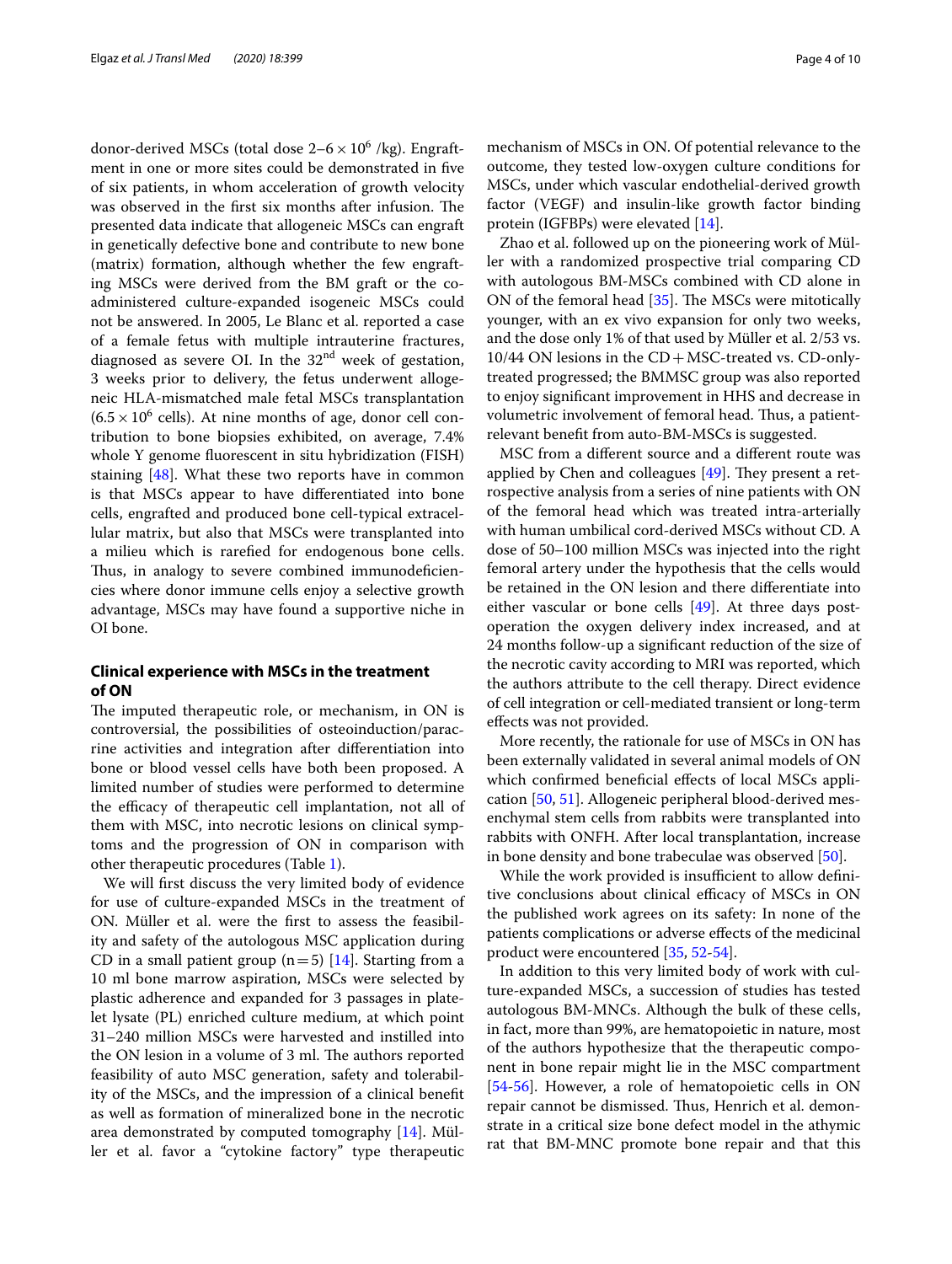donor-derived MSCs (total dose $2–6 \times 10^6$ /kg). Engraftment in one or more sites could be demonstrated in five of six patients, in whom acceleration of growth velocity was observed in the first six months after infusion. The presented data indicate that allogeneic MSCs can engraft in genetically defective bone and contribute to new bone (matrix) formation, although whether the few engrafting MSCs were derived from the BM graft or the co-administered culture-expanded isogeneic MSCs could not be answered. In 2005, Le Blanc et al. reported a case of a female fetus with multiple intrauterine fractures, diagnosed as severe OI. In the 32nd week of gestation, 3 weeks prior to delivery, the fetus underwent allogeneic HLA-mismatched male fetal MSCs transplantation ($6.5 \times 10^6$ cells). At nine months of age, donor cell contribution to bone biopsies exhibited, on average, 7.4% whole Y genome fluorescent in situ hybridization (FISH) staining [48]. What these two reports have in common is that MSCs appear to have differentiated into bone cells, engrafted and produced bone cell-typical extracellular matrix, but also that MSCs were transplanted into a milieu which is rarefied for endogenous bone cells. Thus, in analogy to severe combined immunodeficiencies where donor immune cells enjoy a selective growth advantage, MSCs may have found a supportive niche in OI bone.

## Clinical experience with MSCs in the treatment of ON

The imputed therapeutic role, or mechanism, in ON is controversial, the possibilities of osteoinduction/paracrine activities and integration after differentiation into bone or blood vessel cells have both been proposed. A limited number of studies were performed to determine the efficacy of therapeutic cell implantation, not all of them with MSC, into necrotic lesions on clinical symptoms and the progression of ON in comparison with other therapeutic procedures (Table 1).

We will first discuss the very limited body of evidence for use of culture-expanded MSCs in the treatment of ON. Müller et al. were the first to assess the feasibility and safety of the autologous MSC application during CD in a small patient group (n = 5) [14]. Starting from a 10 ml bone marrow aspiration, MSCs were selected by plastic adherence and expanded for 3 passages in platelet lysate (PL) enriched culture medium, at which point 31–240 million MSCs were harvested and instilled into the ON lesion in a volume of 3 ml. The authors reported feasibility of auto MSC generation, safety and tolerability of the MSCs, and the impression of a clinical benefit as well as formation of mineralized bone in the necrotic area demonstrated by computed tomography [14]. Müller et al. favor a "cytokine factory" type therapeutic mechanism of MSCs in ON. Of potential relevance to the outcome, they tested low-oxygen culture conditions for MSCs, under which vascular endothelial-derived growth factor (VEGF) and insulin-like growth factor binding protein (IGFBPs) were elevated [14].

Zhao et al. followed up on the pioneering work of Müller with a randomized prospective trial comparing CD with autologous BM-MSCs combined with CD alone in ON of the femoral head [35]. The MSCs were mitotically younger, with an ex vivo expansion for only two weeks, and the dose only 1% of that used by Müller et al. 2/53 vs. 10/44 ON lesions in the CD + MSC-treated vs. CD-only-treated progressed; the BMMSC group was also reported to enjoy significant improvement in HHS and decrease in volumetric involvement of femoral head. Thus, a patient-relevant benefit from auto-BM-MSCs is suggested.

MSC from a different source and a different route was applied by Chen and colleagues [49]. They present a retrospective analysis from a series of nine patients with ON of the femoral head which was treated intra-arterially with human umbilical cord-derived MSCs without CD. A dose of 50–100 million MSCs was injected into the right femoral artery under the hypothesis that the cells would be retained in the ON lesion and there differentiate into either vascular or bone cells [49]. At three days post-operation the oxygen delivery index increased, and at 24 months follow-up a significant reduction of the size of the necrotic cavity according to MRI was reported, which the authors attribute to the cell therapy. Direct evidence of cell integration or cell-mediated transient or long-term effects was not provided.

More recently, the rationale for use of MSCs in ON has been externally validated in several animal models of ON which confirmed beneficial effects of local MSCs application [50, 51]. Allogeneic peripheral blood-derived mesenchymal stem cells from rabbits were transplanted into rabbits with ONFH. After local transplantation, increase in bone density and bone trabeculae was observed [50].

While the work provided is insufficient to allow definitive conclusions about clinical efficacy of MSCs in ON the published work agrees on its safety: In none of the patients complications or adverse effects of the medicinal product were encountered [35, 52-54].

In addition to this very limited body of work with culture-expanded MSCs, a succession of studies has tested autologous BM-MNCs. Although the bulk of these cells, in fact, more than 99%, are hematopoietic in nature, most of the authors hypothesize that the therapeutic component in bone repair might lie in the MSC compartment [54-56]. However, a role of hematopoietic cells in ON repair cannot be dismissed. Thus, Henrich et al. demonstrate in a critical size bone defect model in the athymic rat that BM-MNC promote bone repair and that this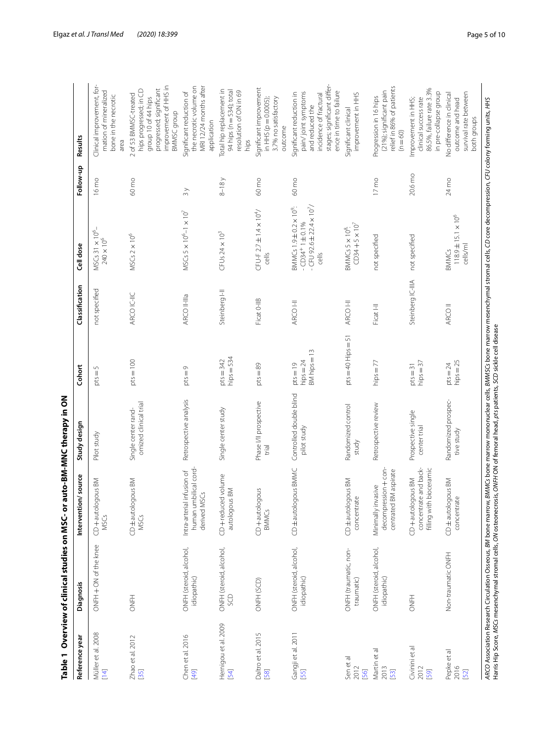**Table 1 Overview of clinical studies on MSC- or auto-BM-MNC therapy in ON**

| Reference year | Diagnosis | Intervention/ source | Study design | Cohort | Classification | Cell dose | Follow-up | Results |
|---|---|---|---|---|---|---|---|---|
| Müller et al. 2008 [14] | ONFH + ON of the knee | CD + autologous BM MSCs | Pilot study | pts = 5 | not specified | MSCs 31 × $10^6$–240 × $10^6$ | 16 mo | Clinical improvement, formation of mineralized bone in the necrotic area |
| Zhao et al. 2012 [35] | ONFH | CD ± autologous BM MSCs | Single center randomized clinical trial | pts = 100 | ARCO IC-IIC | MSCs 2 × $10^6$ | 60 mo | 2 of 53 BMMSC-treated hips progressed; in CD group 10 of 44 hips progressed; significant improvement of HHS in BMMSC group |
| Chen et al. 2016 [49] | ONFH (steroid, alcohol, idiopathic) | Intra-arterial infusion of human umbilical cord-derived MSCs | Retrospective analysis | pts = 9 | ARCO II-IIIa | MSCs 5 × $10^6$–1 × $10^7$ | 3 y | Significant reduction of the necrotic volume on MRI 12/24 months after application |
| Hernigou et al. 2009 [54] | ONFH (steroid, alcohol, SCD | CD + reduced volume autologous BM | Single center study | pts = 342 hips = 534 | Steinberg I-II | CFUs 24 × $10^3$ | 8–18 y | Total hip replacement in 94 hips (n = 534); total resolution of ON in 69 hips |
| Daltro et al. 2015 [58] | ONFH (SCD) | CD + autologous BMMCs | Phase I/II prospective trial | pts = 89 | Ficat 0-IIB | CFU-F 2.7 ± 1.4 × $10^4$/ cells | 60 mo | Significant improvement in HHS (p = 0.0005); 3.7% no satisfactory outcome |
| Gangji et al. 2011 [55] | ONFH (steroid, alcohol, idiopathic) | CD ± autologous BMMC | Controlled double blind pilot study | pts = 19 hips = 24 BM hips = 13 | ARCO I-II | BMMCs 1.9 ± 0.2 × $10^9$: - $CD34^+$ 1 ± 0.1% - CFU 92.6 ± 22.4 × $10^7$/ cells | 60 mo | Significant reduction in pain/ joint symptoms and reduced the incidence of fractural stages; significant difference in time to failure |
| Sen et al 2012 [56] | ONFH (traumatic, non-traumatic) | CD + autologous BM concentrate | Randomized control study | pts = 40 Hips = 51 | ARCO I-II | BMMCs 5 × $10^8$, CD34 + 5 × $10^7$ | 17 mo | Significant clinical improvement in HHS |
| Martin et al 2013 [53] | ONFH (steroid, alcohol, idiopathic) | Minimally invasive decompression + concentrated BM aspirate | Retrospective review | hips = 77 | Ficat I-II | not specified | 17 mo | Progression in 16 hips (21%); significant pain relief in 86% of patients (n = 60) |
| Civinini et al 2012 [59] | ONFH | CD + autologous BM concentrate and backfilling with bioceramic | Prospective single center trial | pts = 31 hips = 37 | Steinberg IC-IIIA | not specified | 20.6 mo | Improvement in HHS; clinical success rate 86.5%, failure rate 3.3% in pre-collapse group |
| Pepke et al 2016 [52] | Non-traumatic ONFH | CD ± autologous BM concentrate | Randomized prospective study | pts = 24 hips = 25 | ARCO II | BMMCs 118.9 ± 15.1 × $10^6$ cells/ml | 24 mo | No difference in clinical outcome and head survival rate between both groups |

*ARCO* Association Research Circulation Osseous, *BM* bone marrow, *BMMCs* bone marrow mononuclear cells, *BMMSCs* bone marrow mesenchymal stromal cells, *CD* core decompression, *CFU* colony forming units, *HHS* Harris Hip Score, *MSCs* mesenchymal stromal cells, *ON* osteonecrosis, *ONFH* ON of femoral head, *pts* patients, *SCD* sickle cell disease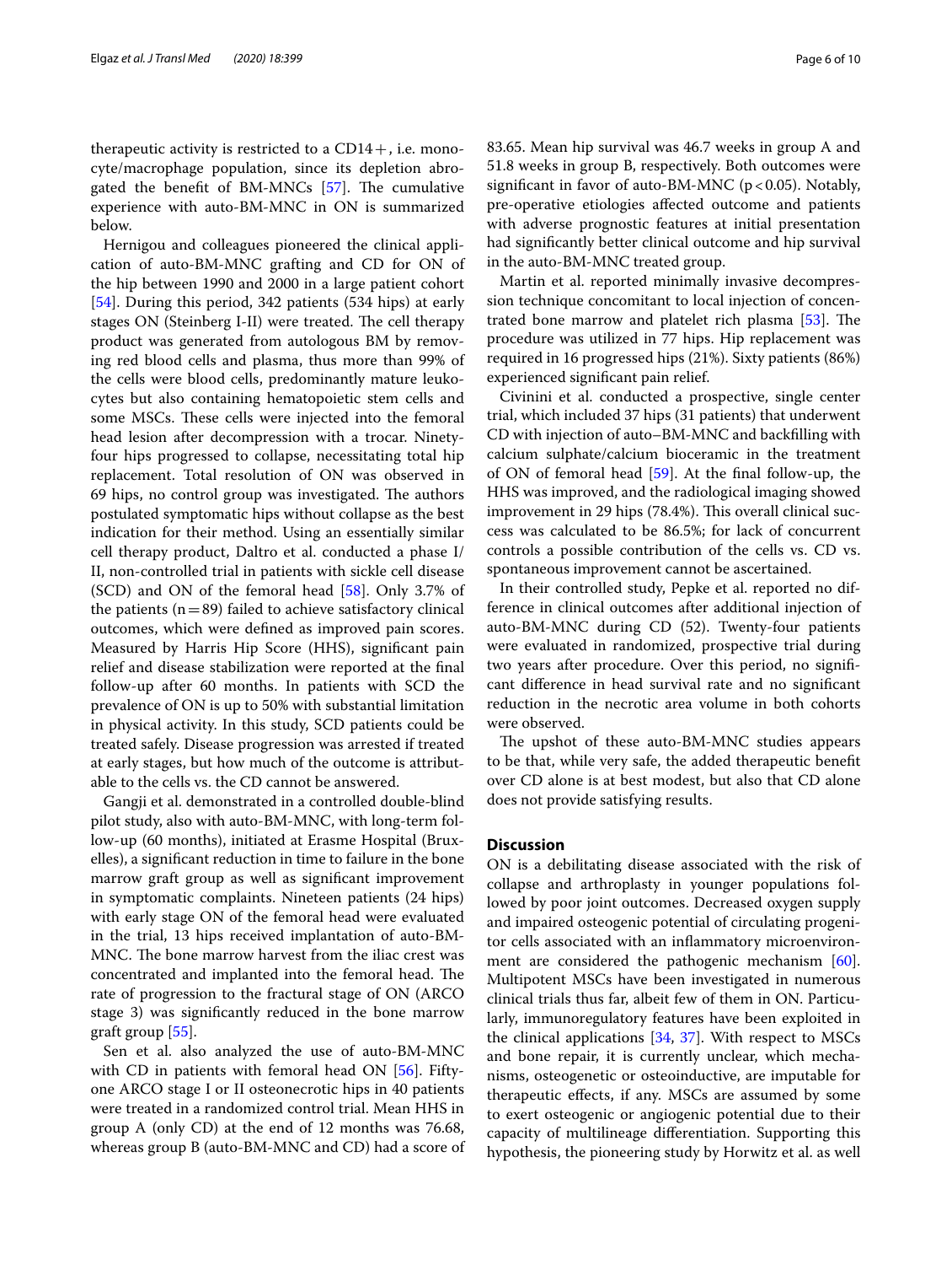therapeutic activity is restricted to a CD14+, i.e. monocyte/macrophage population, since its depletion abrogated the benefit of BM-MNCs [57]. The cumulative experience with auto-BM-MNC in ON is summarized below.

Hernigou and colleagues pioneered the clinical application of auto-BM-MNC grafting and CD for ON of the hip between 1990 and 2000 in a large patient cohort [54]. During this period, 342 patients (534 hips) at early stages ON (Steinberg I-II) were treated. The cell therapy product was generated from autologous BM by removing red blood cells and plasma, thus more than 99% of the cells were blood cells, predominantly mature leukocytes but also containing hematopoietic stem cells and some MSCs. These cells were injected into the femoral head lesion after decompression with a trocar. Ninety-four hips progressed to collapse, necessitating total hip replacement. Total resolution of ON was observed in 69 hips, no control group was investigated. The authors postulated symptomatic hips without collapse as the best indication for their method. Using an essentially similar cell therapy product, Daltro et al. conducted a phase I/II, non-controlled trial in patients with sickle cell disease (SCD) and ON of the femoral head [58]. Only 3.7% of the patients ($n = 89$) failed to achieve satisfactory clinical outcomes, which were defined as improved pain scores. Measured by Harris Hip Score (HHS), significant pain relief and disease stabilization were reported at the final follow-up after 60 months. In patients with SCD the prevalence of ON is up to 50% with substantial limitation in physical activity. In this study, SCD patients could be treated safely. Disease progression was arrested if treated at early stages, but how much of the outcome is attributable to the cells vs. the CD cannot be answered.

Gangji et al. demonstrated in a controlled double-blind pilot study, also with auto-BM-MNC, with long-term follow-up (60 months), initiated at Erasme Hospital (Bruxelles), a significant reduction in time to failure in the bone marrow graft group as well as significant improvement in symptomatic complaints. Nineteen patients (24 hips) with early stage ON of the femoral head were evaluated in the trial, 13 hips received implantation of auto-BM-MNC. The bone marrow harvest from the iliac crest was concentrated and implanted into the femoral head. The rate of progression to the fractural stage of ON (ARCO stage 3) was significantly reduced in the bone marrow graft group [55].

Sen et al. also analyzed the use of auto-BM-MNC with CD in patients with femoral head ON [56]. Fifty-one ARCO stage I or II osteonecrotic hips in 40 patients were treated in a randomized control trial. Mean HHS in group A (only CD) at the end of 12 months was 76.68, whereas group B (auto-BM-MNC and CD) had a score of 83.65. Mean hip survival was 46.7 weeks in group A and 51.8 weeks in group B, respectively. Both outcomes were significant in favor of auto-BM-MNC ($p < 0.05$). Notably, pre-operative etiologies affected outcome and patients with adverse prognostic features at initial presentation had significantly better clinical outcome and hip survival in the auto-BM-MNC treated group.

Martin et al. reported minimally invasive decompression technique concomitant to local injection of concentrated bone marrow and platelet rich plasma [53]. The procedure was utilized in 77 hips. Hip replacement was required in 16 progressed hips (21%). Sixty patients (86%) experienced significant pain relief.

Civinini et al. conducted a prospective, single center trial, which included 37 hips (31 patients) that underwent CD with injection of auto–BM-MNC and backfilling with calcium sulphate/calcium bioceramic in the treatment of ON of femoral head [59]. At the final follow-up, the HHS was improved, and the radiological imaging showed improvement in 29 hips (78.4%). This overall clinical success was calculated to be 86.5%; for lack of concurrent controls a possible contribution of the cells vs. CD vs. spontaneous improvement cannot be ascertained.

In their controlled study, Pepke et al. reported no difference in clinical outcomes after additional injection of auto-BM-MNC during CD (52). Twenty-four patients were evaluated in randomized, prospective trial during two years after procedure. Over this period, no significant difference in head survival rate and no significant reduction in the necrotic area volume in both cohorts were observed.

The upshot of these auto-BM-MNC studies appears to be that, while very safe, the added therapeutic benefit over CD alone is at best modest, but also that CD alone does not provide satisfying results.

## Discussion

ON is a debilitating disease associated with the risk of collapse and arthroplasty in younger populations followed by poor joint outcomes. Decreased oxygen supply and impaired osteogenic potential of circulating progenitor cells associated with an inflammatory microenvironment are considered the pathogenic mechanism [60]. Multipotent MSCs have been investigated in numerous clinical trials thus far, albeit few of them in ON. Particularly, immunoregulatory features have been exploited in the clinical applications [34, 37]. With respect to MSCs and bone repair, it is currently unclear, which mechanisms, osteogenetic or osteoinductive, are imputable for therapeutic effects, if any. MSCs are assumed by some to exert osteogenic or angiogenic potential due to their capacity of multilineage differentiation. Supporting this hypothesis, the pioneering study by Horwitz et al. as well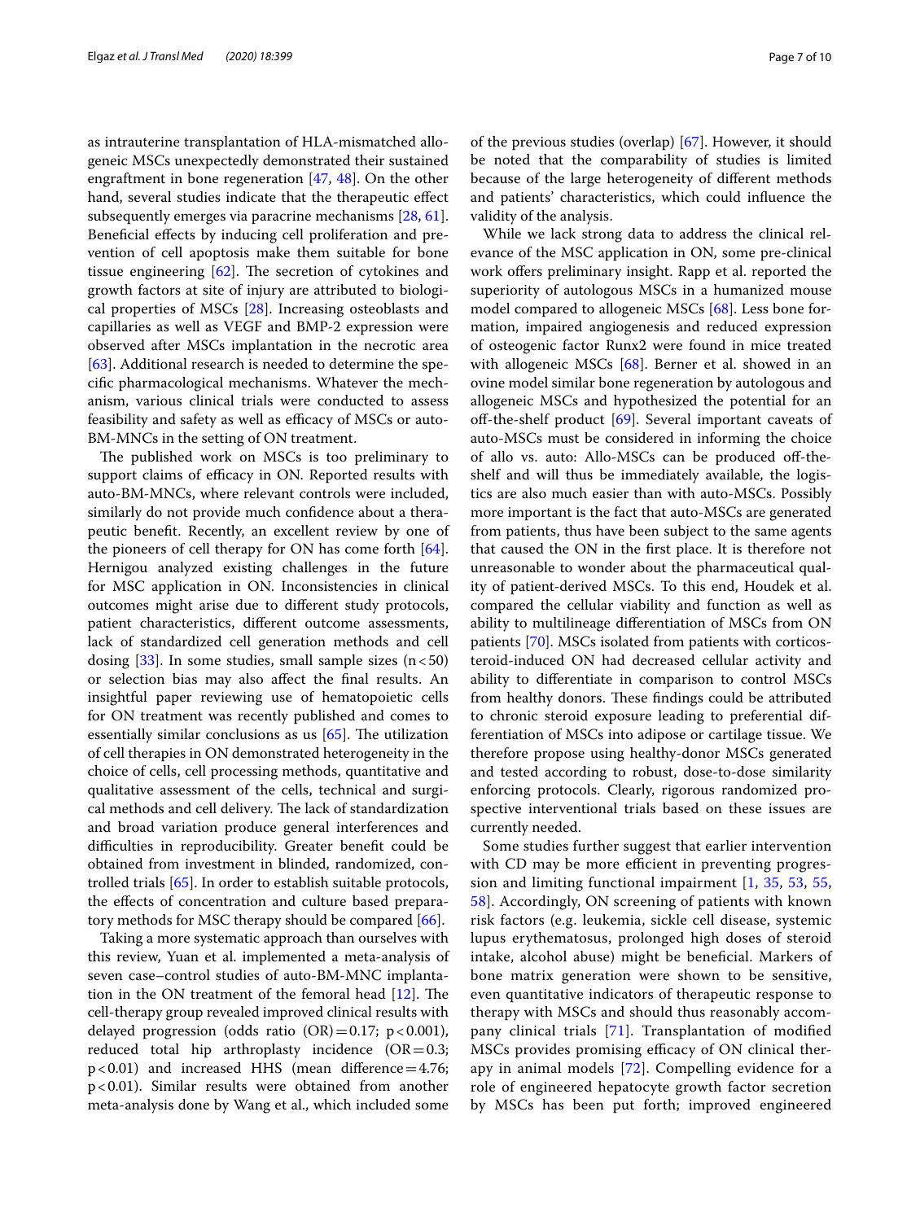as intrauterine transplantation of HLA-mismatched allogeneic MSCs unexpectedly demonstrated their sustained engraftment in bone regeneration [47, 48]. On the other hand, several studies indicate that the therapeutic effect subsequently emerges via paracrine mechanisms [28, 61]. Beneficial effects by inducing cell proliferation and prevention of cell apoptosis make them suitable for bone tissue engineering [62]. The secretion of cytokines and growth factors at site of injury are attributed to biological properties of MSCs [28]. Increasing osteoblasts and capillaries as well as VEGF and BMP-2 expression were observed after MSCs implantation in the necrotic area [63]. Additional research is needed to determine the specific pharmacological mechanisms. Whatever the mechanism, various clinical trials were conducted to assess feasibility and safety as well as efficacy of MSCs or auto-BM-MNCs in the setting of ON treatment.

The published work on MSCs is too preliminary to support claims of efficacy in ON. Reported results with auto-BM-MNCs, where relevant controls were included, similarly do not provide much confidence about a therapeutic benefit. Recently, an excellent review by one of the pioneers of cell therapy for ON has come forth [64]. Hernigou analyzed existing challenges in the future for MSC application in ON. Inconsistencies in clinical outcomes might arise due to different study protocols, patient characteristics, different outcome assessments, lack of standardized cell generation methods and cell dosing [33]. In some studies, small sample sizes ($n < 50$) or selection bias may also affect the final results. An insightful paper reviewing use of hematopoietic cells for ON treatment was recently published and comes to essentially similar conclusions as us [65]. The utilization of cell therapies in ON demonstrated heterogeneity in the choice of cells, cell processing methods, quantitative and qualitative assessment of the cells, technical and surgical methods and cell delivery. The lack of standardization and broad variation produce general interferences and difficulties in reproducibility. Greater benefit could be obtained from investment in blinded, randomized, controlled trials [65]. In order to establish suitable protocols, the effects of concentration and culture based preparatory methods for MSC therapy should be compared [66].

Taking a more systematic approach than ourselves with this review, Yuan et al. implemented a meta-analysis of seven case–control studies of auto-BM-MNC implantation in the ON treatment of the femoral head [12]. The cell-therapy group revealed improved clinical results with delayed progression (odds ratio (OR) = 0.17; $p < 0.001$), reduced total hip arthroplasty incidence (OR = 0.3; $p < 0.01$) and increased HHS (mean difference = 4.76; $p < 0.01$). Similar results were obtained from another meta-analysis done by Wang et al., which included some of the previous studies (overlap) [67]. However, it should be noted that the comparability of studies is limited because of the large heterogeneity of different methods and patients' characteristics, which could influence the validity of the analysis.

While we lack strong data to address the clinical relevance of the MSC application in ON, some pre-clinical work offers preliminary insight. Rapp et al. reported the superiority of autologous MSCs in a humanized mouse model compared to allogeneic MSCs [68]. Less bone formation, impaired angiogenesis and reduced expression of osteogenic factor Runx2 were found in mice treated with allogeneic MSCs [68]. Berner et al. showed in an ovine model similar bone regeneration by autologous and allogeneic MSCs and hypothesized the potential for an off-the-shelf product [69]. Several important caveats of auto-MSCs must be considered in informing the choice of allo vs. auto: Allo-MSCs can be produced off-the-shelf and will thus be immediately available, the logistics are also much easier than with auto-MSCs. Possibly more important is the fact that auto-MSCs are generated from patients, thus have been subject to the same agents that caused the ON in the first place. It is therefore not unreasonable to wonder about the pharmaceutical quality of patient-derived MSCs. To this end, Houdek et al. compared the cellular viability and function as well as ability to multilineage differentiation of MSCs from ON patients [70]. MSCs isolated from patients with corticosteroid-induced ON had decreased cellular activity and ability to differentiate in comparison to control MSCs from healthy donors. These findings could be attributed to chronic steroid exposure leading to preferential differentiation of MSCs into adipose or cartilage tissue. We therefore propose using healthy-donor MSCs generated and tested according to robust, dose-to-dose similarity enforcing protocols. Clearly, rigorous randomized prospective interventional trials based on these issues are currently needed.

Some studies further suggest that earlier intervention with CD may be more efficient in preventing progression and limiting functional impairment [1, 35, 53, 55, 58]. Accordingly, ON screening of patients with known risk factors (e.g. leukemia, sickle cell disease, systemic lupus erythematosus, prolonged high doses of steroid intake, alcohol abuse) might be beneficial. Markers of bone matrix generation were shown to be sensitive, even quantitative indicators of therapeutic response to therapy with MSCs and should thus reasonably accompany clinical trials [71]. Transplantation of modified MSCs provides promising efficacy of ON clinical therapy in animal models [72]. Compelling evidence for a role of engineered hepatocyte growth factor secretion by MSCs has been put forth; improved engineered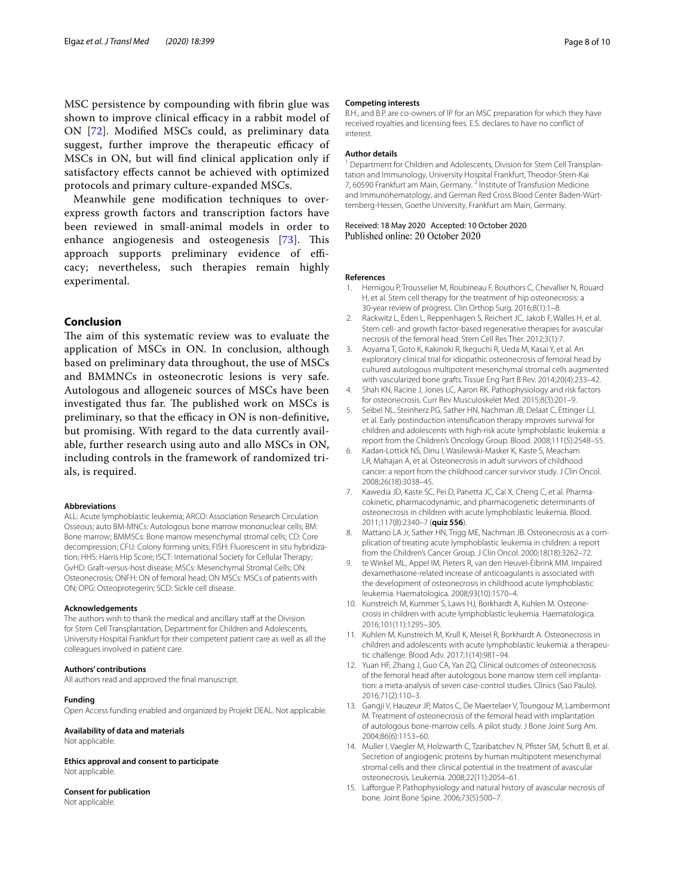MSC persistence by compounding with fibrin glue was shown to improve clinical efficacy in a rabbit model of ON [72]. Modified MSCs could, as preliminary data suggest, further improve the therapeutic efficacy of MSCs in ON, but will find clinical application only if satisfactory effects cannot be achieved with optimized protocols and primary culture-expanded MSCs.

Meanwhile gene modification techniques to overexpress growth factors and transcription factors have been reviewed in small-animal models in order to enhance angiogenesis and osteogenesis [73]. This approach supports preliminary evidence of efficacy; nevertheless, such therapies remain highly experimental.

## Conclusion

The aim of this systematic review was to evaluate the application of MSCs in ON. In conclusion, although based on preliminary data throughout, the use of MSCs and BMMNCs in osteonecrotic lesions is very safe. Autologous and allogeneic sources of MSCs have been investigated thus far. The published work on MSCs is preliminary, so that the efficacy in ON is non-definitive, but promising. With regard to the data currently available, further research using auto and allo MSCs in ON, including controls in the framework of randomized trials, is required.

#### Abbreviations

ALL: Acute lymphoblastic leukemia; ARCO: Association Research Circulation Osseous; auto BM-MNCs: Autologous bone marrow mononuclear cells; BM: Bone marrow; BMMSCs: Bone marrow mesenchymal stromal cells; CD: Core decompression; CFU: Colony forming units; FISH: Fluorescent in situ hybridization; HHS: Harris Hip Score; ISCT: International Society for Cellular Therapy; GvHD: Graft-versus-host disease; MSCs: Mesenchymal Stromal Cells; ON: Osteonecrosis; ONFH: ON of femoral head; ON MSCs: MSCs of patients with ON; OPG: Osteoprotegerin; SCD: Sickle cell disease.

#### Acknowledgements

The authors wish to thank the medical and ancillary staff at the Division for Stem Cell Transplantation, Department for Children and Adolescents, University Hospital Frankfurt for their competent patient care as well as all the colleagues involved in patient care.

#### Authors' contributions

All authors read and approved the final manuscript.

#### Funding

Open Access funding enabled and organized by Projekt DEAL. Not applicable.

#### Availability of data and materials

Not applicable.

#### Ethics approval and consent to participate

Not applicable.

#### Consent for publication

Not applicable.

#### Competing interests

B.H., and B.P. are co-owners of IP for an MSC preparation for which they have received royalties and licensing fees. E.S. declares to have no conflict of interest.

#### Author details

[1] Department for Children and Adolescents, Division for Stem Cell Transplantation and Immunology, University Hospital Frankfurt, Theodor-Stern-Kai 7, 60590 Frankfurt am Main, Germany. [2] Institute of Transfusion Medicine and Immunohematology, and German Red Cross Blood Center Baden-Württemberg-Hessen, Goethe University, Frankfurt am Main, Germany.

Received: 18 May 2020 Accepted: 10 October 2020
Published online: 20 October 2020

#### References

1. Hernigou P, Trousselier M, Roubineau F, Bouthors C, Chevallier N, Rouard H, et al. Stem cell therapy for the treatment of hip osteonecrosis: a 30-year review of progress. Clin Orthop Surg. 2016;8(1):1–8.
2. Rackwitz L, Eden L, Reppenhagen S, Reichert JC, Jakob F, Walles H, et al. Stem cell- and growth factor-based regenerative therapies for avascular necrosis of the femoral head. Stem Cell Res Ther. 2012;3(1):7.
3. Aoyama T, Goto K, Kakinoki R, Ikeguchi R, Ueda M, Kasai Y, et al. An exploratory clinical trial for idiopathic osteonecrosis of femoral head by cultured autologous multipotent mesenchymal stromal cells augmented with vascularized bone grafts. Tissue Eng Part B Rev. 2014;20(4):233–42.
4. Shah KN, Racine J, Jones LC, Aaron RK. Pathophysiology and risk factors for osteonecrosis. Curr Rev Musculoskelet Med. 2015;8(3):201–9.
5. Seibel NL, Steinherz PG, Sather HN, Nachman JB, Delaat C, Ettinger LJ, et al. Early postinduction intensification therapy improves survival for children and adolescents with high-risk acute lymphoblastic leukemia: a report from the Children's Oncology Group. Blood. 2008;111(5):2548–55.
6. Kadan-Lottick NS, Dinu I, Wasilewski-Masker K, Kaste S, Meacham LR, Mahajan A, et al. Osteonecrosis in adult survivors of childhood cancer: a report from the childhood cancer survivor study. J Clin Oncol. 2008;26(18):3038–45.
7. Kawedia JD, Kaste SC, Pei D, Panetta JC, Cai X, Cheng C, et al. Pharmacokinetic, pharmacodynamic, and pharmacogenetic determinants of osteonecrosis in children with acute lymphoblastic leukemia. Blood. 2011;117(8):2340–7 (**quiz 556**).
8. Mattano LA Jr, Sather HN, Trigg ME, Nachman JB. Osteonecrosis as a complication of treating acute lymphoblastic leukemia in children: a report from the Children's Cancer Group. J Clin Oncol. 2000;18(18):3262–72.
9. te Winkel ML, Appel IM, Pieters R, van den Heuvel-Eibrink MM. Impaired dexamethasone-related increase of anticoagulants is associated with the development of osteonecrosis in childhood acute lymphoblastic leukemia. Haematologica. 2008;93(10):1570–4.
10. Kunstreich M, Kummer S, Laws HJ, Borkhardt A, Kuhlen M. Osteonecrosis in children with acute lymphoblastic leukemia. Haematologica. 2016;101(11):1295–305.
11. Kuhlen M, Kunstreich M, Krull K, Meisel R, Borkhardt A. Osteonecrosis in children and adolescents with acute lymphoblastic leukemia: a therapeutic challenge. Blood Adv. 2017;1(14):981–94.
12. Yuan HF, Zhang J, Guo CA, Yan ZQ. Clinical outcomes of osteonecrosis of the femoral head after autologous bone marrow stem cell implantation: a meta-analysis of seven case-control studies. Clinics (Sao Paulo). 2016;71(2):110–3.
13. Gangji V, Hauzeur JP, Matos C, De Maertelaer V, Toungouz M, Lambermont M. Treatment of osteonecrosis of the femoral head with implantation of autologous bone-marrow cells. A pilot study. J Bone Joint Surg Am. 2004;86(6):1153–60.
14. Muller I, Vaegler M, Holzwarth C, Tzaribatchev N, Pfister SM, Schutt B, et al. Secretion of angiogenic proteins by human multipotent mesenchymal stromal cells and their clinical potential in the treatment of avascular osteonecrosis. Leukemia. 2008;22(11):2054–61.
15. Lafforgue P. Pathophysiology and natural history of avascular necrosis of bone. Joint Bone Spine. 2006;73(5):500–7.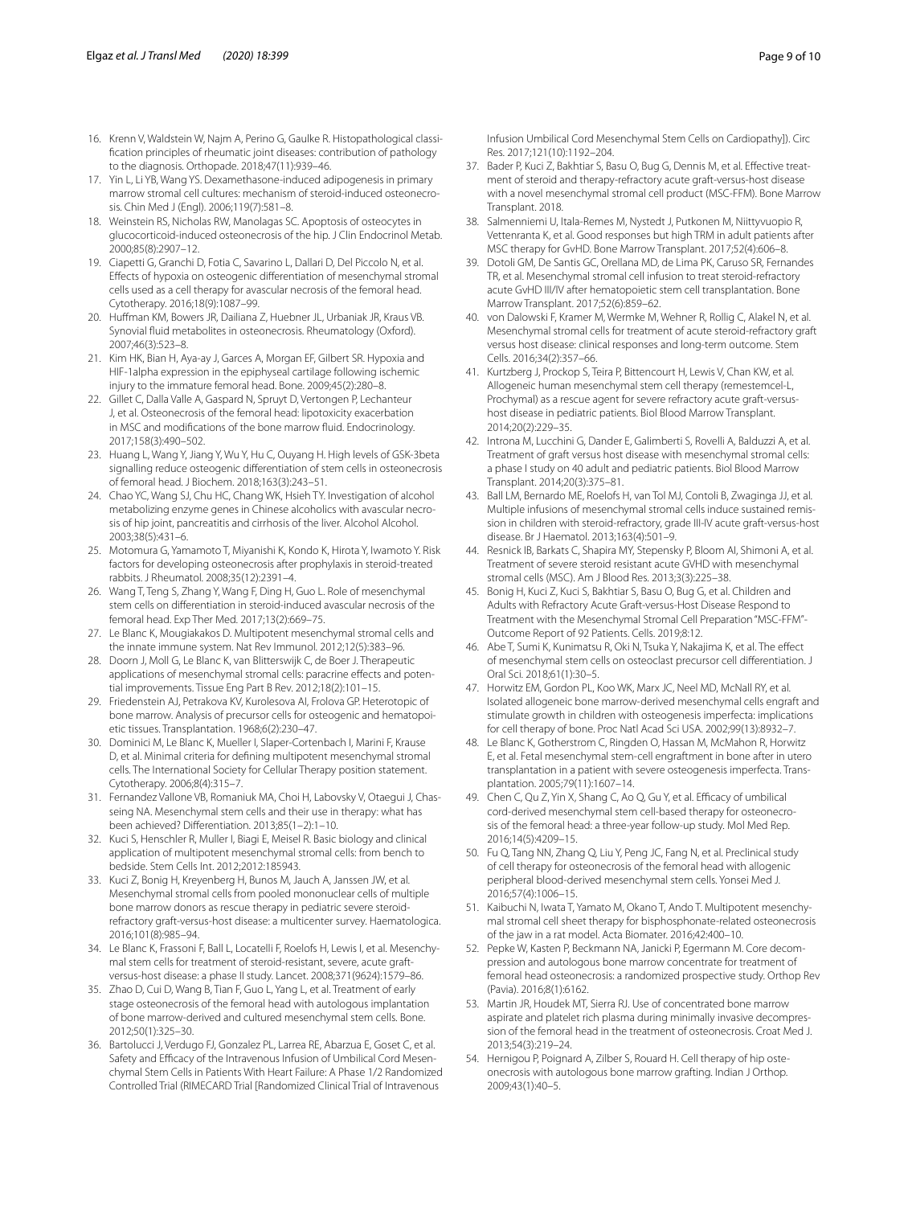16. Krenn V, Waldstein W, Najm A, Perino G, Gaulke R. Histopathological classification principles of rheumatic joint diseases: contribution of pathology to the diagnosis. Orthopade. 2018;47(11):939–46.
17. Yin L, Li YB, Wang YS. Dexamethasone-induced adipogenesis in primary marrow stromal cell cultures: mechanism of steroid-induced osteonecrosis. Chin Med J (Engl). 2006;119(7):581–8.
18. Weinstein RS, Nicholas RW, Manolagas SC. Apoptosis of osteocytes in glucocorticoid-induced osteonecrosis of the hip. J Clin Endocrinol Metab. 2000;85(8):2907–12.
19. Ciapetti G, Granchi D, Fotia C, Savarino L, Dallari D, Del Piccolo N, et al. Effects of hypoxia on osteogenic differentiation of mesenchymal stromal cells used as a cell therapy for avascular necrosis of the femoral head. Cytotherapy. 2016;18(9):1087–99.
20. Huffman KM, Bowers JR, Dailiana Z, Huebner JL, Urbaniak JR, Kraus VB. Synovial fluid metabolites in osteonecrosis. Rheumatology (Oxford). 2007;46(3):523–8.
21. Kim HK, Bian H, Aya-ay J, Garces A, Morgan EF, Gilbert SR. Hypoxia and HIF-1alpha expression in the epiphyseal cartilage following ischemic injury to the immature femoral head. Bone. 2009;45(2):280–8.
22. Gillet C, Dalla Valle A, Gaspard N, Spruyt D, Vertongen P, Lechanteur J, et al. Osteonecrosis of the femoral head: lipotoxicity exacerbation in MSC and modifications of the bone marrow fluid. Endocrinology. 2017;158(3):490–502.
23. Huang L, Wang Y, Jiang Y, Wu Y, Hu C, Ouyang H. High levels of GSK-3beta signalling reduce osteogenic differentiation of stem cells in osteonecrosis of femoral head. J Biochem. 2018;163(3):243–51.
24. Chao YC, Wang SJ, Chu HC, Chang WK, Hsieh TY. Investigation of alcohol metabolizing enzyme genes in Chinese alcoholics with avascular necrosis of hip joint, pancreatitis and cirrhosis of the liver. Alcohol Alcohol. 2003;38(5):431–6.
25. Motomura G, Yamamoto T, Miyanishi K, Kondo K, Hirota Y, Iwamoto Y. Risk factors for developing osteonecrosis after prophylaxis in steroid-treated rabbits. J Rheumatol. 2008;35(12):2391–4.
26. Wang T, Teng S, Zhang Y, Wang F, Ding H, Guo L. Role of mesenchymal stem cells on differentiation in steroid-induced avascular necrosis of the femoral head. Exp Ther Med. 2017;13(2):669–75.
27. Le Blanc K, Mougiakakos D. Multipotent mesenchymal stromal cells and the innate immune system. Nat Rev Immunol. 2012;12(5):383–96.
28. Doorn J, Moll G, Le Blanc K, van Blitterswijk C, de Boer J. Therapeutic applications of mesenchymal stromal cells: paracrine effects and potential improvements. Tissue Eng Part B Rev. 2012;18(2):101–15.
29. Friedenstein AJ, Petrakova KV, Kurolesova AI, Frolova GP. Heterotopic of bone marrow. Analysis of precursor cells for osteogenic and hematopoietic tissues. Transplantation. 1968;6(2):230–47.
30. Dominici M, Le Blanc K, Mueller I, Slaper-Cortenbach I, Marini F, Krause D, et al. Minimal criteria for defining multipotent mesenchymal stromal cells. The International Society for Cellular Therapy position statement. Cytotherapy. 2006;8(4):315–7.
31. Fernandez Vallone VB, Romaniuk MA, Choi H, Labovsky V, Otaegui J, Chasseing NA. Mesenchymal stem cells and their use in therapy: what has been achieved? Differentiation. 2013;85(1–2):1–10.
32. Kuci S, Henschler R, Muller I, Biagi E, Meisel R. Basic biology and clinical application of multipotent mesenchymal stromal cells: from bench to bedside. Stem Cells Int. 2012;2012:185943.
33. Kuci Z, Bonig H, Kreyenberg H, Bunos M, Jauch A, Janssen JW, et al. Mesenchymal stromal cells from pooled mononuclear cells of multiple bone marrow donors as rescue therapy in pediatric severe steroid-refractory graft-versus-host disease: a multicenter survey. Haematologica. 2016;101(8):985–94.
34. Le Blanc K, Frassoni F, Ball L, Locatelli F, Roelofs H, Lewis I, et al. Mesenchymal stem cells for treatment of steroid-resistant, severe, acute graft-versus-host disease: a phase II study. Lancet. 2008;371(9624):1579–86.
35. Zhao D, Cui D, Wang B, Tian F, Guo L, Yang L, et al. Treatment of early stage osteonecrosis of the femoral head with autologous implantation of bone marrow-derived and cultured mesenchymal stem cells. Bone. 2012;50(1):325–30.
36. Bartolucci J, Verdugo FJ, Gonzalez PL, Larrea RE, Abarzua E, Goset C, et al. Safety and Efficacy of the Intravenous Infusion of Umbilical Cord Mesenchymal Stem Cells in Patients With Heart Failure: A Phase 1/2 Randomized Controlled Trial (RIMECARD Trial [Randomized Clinical Trial of Intravenous Infusion Umbilical Cord Mesenchymal Stem Cells on Cardiopathy]). Circ Res. 2017;121(10):1192–204.
37. Bader P, Kuci Z, Bakhtiar S, Basu O, Bug G, Dennis M, et al. Effective treatment of steroid and therapy-refractory acute graft-versus-host disease with a novel mesenchymal stromal cell product (MSC-FFM). Bone Marrow Transplant. 2018.
38. Salmenniemi U, Itala-Remes M, Nystedt J, Putkonen M, Niittyvuopio R, Vettenranta K, et al. Good responses but high TRM in adult patients after MSC therapy for GvHD. Bone Marrow Transplant. 2017;52(4):606–8.
39. Dotoli GM, De Santis GC, Orellana MD, de Lima PK, Caruso SR, Fernandes TR, et al. Mesenchymal stromal cell infusion to treat steroid-refractory acute GvHD III/IV after hematopoietic stem cell transplantation. Bone Marrow Transplant. 2017;52(6):859–62.
40. von Dalowski F, Kramer M, Wermke M, Wehner R, Rollig C, Alakel N, et al. Mesenchymal stromal cells for treatment of acute steroid-refractory graft versus host disease: clinical responses and long-term outcome. Stem Cells. 2016;34(2):357–66.
41. Kurtzberg J, Prockop S, Teira P, Bittencourt H, Lewis V, Chan KW, et al. Allogeneic human mesenchymal stem cell therapy (remestemcel-L, Prochymal) as a rescue agent for severe refractory acute graft-versus-host disease in pediatric patients. Biol Blood Marrow Transplant. 2014;20(2):229–35.
42. Introna M, Lucchini G, Dander E, Galimberti S, Rovelli A, Balduzzi A, et al. Treatment of graft versus host disease with mesenchymal stromal cells: a phase I study on 40 adult and pediatric patients. Biol Blood Marrow Transplant. 2014;20(3):375–81.
43. Ball LM, Bernardo ME, Roelofs H, van Tol MJ, Contoli B, Zwaginga JJ, et al. Multiple infusions of mesenchymal stromal cells induce sustained remission in children with steroid-refractory, grade III-IV acute graft-versus-host disease. Br J Haematol. 2013;163(4):501–9.
44. Resnick IB, Barkats C, Shapira MY, Stepensky P, Bloom AI, Shimoni A, et al. Treatment of severe steroid resistant acute GVHD with mesenchymal stromal cells (MSC). Am J Blood Res. 2013;3(3):225–38.
45. Bonig H, Kuci Z, Kuci S, Bakhtiar S, Basu O, Bug G, et al. Children and Adults with Refractory Acute Graft-versus-Host Disease Respond to Treatment with the Mesenchymal Stromal Cell Preparation "MSC-FFM"-Outcome Report of 92 Patients. Cells. 2019;8:12.
46. Abe T, Sumi K, Kunimatsu R, Oki N, Tsuka Y, Nakajima K, et al. The effect of mesenchymal stem cells on osteoclast precursor cell differentiation. J Oral Sci. 2018;61(1):30–5.
47. Horwitz EM, Gordon PL, Koo WK, Marx JC, Neel MD, McNall RY, et al. Isolated allogeneic bone marrow-derived mesenchymal cells engraft and stimulate growth in children with osteogenesis imperfecta: implications for cell therapy of bone. Proc Natl Acad Sci USA. 2002;99(13):8932–7.
48. Le Blanc K, Gotherstrom C, Ringden O, Hassan M, McMahon R, Horwitz E, et al. Fetal mesenchymal stem-cell engraftment in bone after in utero transplantation in a patient with severe osteogenesis imperfecta. Transplantation. 2005;79(11):1607–14.
49. Chen C, Qu Z, Yin X, Shang C, Ao Q, Gu Y, et al. Efficacy of umbilical cord-derived mesenchymal stem cell-based therapy for osteonecrosis of the femoral head: a three-year follow-up study. Mol Med Rep. 2016;14(5):4209–15.
50. Fu Q, Tang NN, Zhang Q, Liu Y, Peng JC, Fang N, et al. Preclinical study of cell therapy for osteonecrosis of the femoral head with allogenic peripheral blood-derived mesenchymal stem cells. Yonsei Med J. 2016;57(4):1006–15.
51. Kaibuchi N, Iwata T, Yamato M, Okano T, Ando T. Multipotent mesenchymal stromal cell sheet therapy for bisphosphonate-related osteonecrosis of the jaw in a rat model. Acta Biomater. 2016;42:400–10.
52. Pepke W, Kasten P, Beckmann NA, Janicki P, Egermann M. Core decompression and autologous bone marrow concentrate for treatment of femoral head osteonecrosis: a randomized prospective study. Orthop Rev (Pavia). 2016;8(1):6162.
53. Martin JR, Houdek MT, Sierra RJ. Use of concentrated bone marrow aspirate and platelet rich plasma during minimally invasive decompression of the femoral head in the treatment of osteonecrosis. Croat Med J. 2013;54(3):219–24.
54. Hernigou P, Poignard A, Zilber S, Rouard H. Cell therapy of hip osteonecrosis with autologous bone marrow grafting. Indian J Orthop. 2009;43(1):40–5.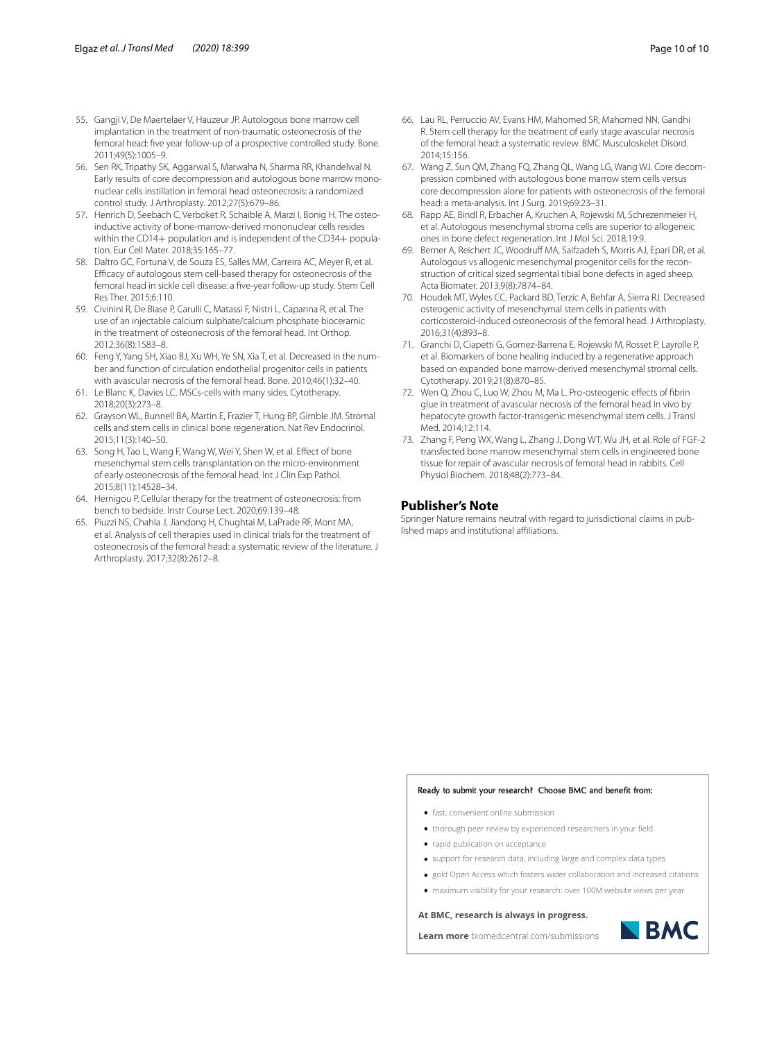55. Gangji V, De Maertelaer V, Hauzeur JP. Autologous bone marrow cell implantation in the treatment of non-traumatic osteonecrosis of the femoral head: five year follow-up of a prospective controlled study. Bone. 2011;49(5):1005–9.
56. Sen RK, Tripathy SK, Aggarwal S, Marwaha N, Sharma RR, Khandelwal N. Early results of core decompression and autologous bone marrow mononuclear cells instillation in femoral head osteonecrosis: a randomized control study. J Arthroplasty. 2012;27(5):679–86.
57. Henrich D, Seebach C, Verboket R, Schaible A, Marzi I, Bonig H. The osteo-inductive activity of bone-marrow-derived mononuclear cells resides within the CD14+ population and is independent of the CD34+ population. Eur Cell Mater. 2018;35:165–77.
58. Daltro GC, Fortuna V, de Souza ES, Salles MM, Carreira AC, Meyer R, et al. Efficacy of autologous stem cell-based therapy for osteonecrosis of the femoral head in sickle cell disease: a five-year follow-up study. Stem Cell Res Ther. 2015;6:110.
59. Civinini R, De Biase P, Carulli C, Matassi F, Nistri L, Capanna R, et al. The use of an injectable calcium sulphate/calcium phosphate bioceramic in the treatment of osteonecrosis of the femoral head. Int Orthop. 2012;36(8):1583–8.
60. Feng Y, Yang SH, Xiao BJ, Xu WH, Ye SN, Xia T, et al. Decreased in the number and function of circulation endothelial progenitor cells in patients with avascular necrosis of the femoral head. Bone. 2010;46(1):32–40.
61. Le Blanc K, Davies LC. MSCs-cells with many sides. Cytotherapy. 2018;20(3):273–8.
62. Grayson WL, Bunnell BA, Martin E, Frazier T, Hung BP, Gimble JM. Stromal cells and stem cells in clinical bone regeneration. Nat Rev Endocrinol. 2015;11(3):140–50.
63. Song H, Tao L, Wang F, Wang W, Wei Y, Shen W, et al. Effect of bone mesenchymal stem cells transplantation on the micro-environment of early osteonecrosis of the femoral head. Int J Clin Exp Pathol. 2015;8(11):14528–34.
64. Hernigou P. Cellular therapy for the treatment of osteonecrosis: from bench to bedside. Instr Course Lect. 2020;69:139–48.
65. Piuzzi NS, Chahla J, Jiandong H, Chughtai M, LaPrade RF, Mont MA, et al. Analysis of cell therapies used in clinical trials for the treatment of osteonecrosis of the femoral head: a systematic review of the literature. J Arthroplasty. 2017;32(8):2612–8.
66. Lau RL, Perruccio AV, Evans HM, Mahomed SR, Mahomed NN, Gandhi R. Stem cell therapy for the treatment of early stage avascular necrosis of the femoral head: a systematic review. BMC Musculoskelet Disord. 2014;15:156.
67. Wang Z, Sun QM, Zhang FQ, Zhang QL, Wang LG, Wang WJ. Core decompression combined with autologous bone marrow stem cells versus core decompression alone for patients with osteonecrosis of the femoral head: a meta-analysis. Int J Surg. 2019;69:23–31.
68. Rapp AE, Bindl R, Erbacher A, Kruchen A, Rojewski M, Schrezenmeier H, et al. Autologous mesenchymal stroma cells are superior to allogeneic ones in bone defect regeneration. Int J Mol Sci. 2018;19:9.
69. Berner A, Reichert JC, Woodruff MA, Saifzadeh S, Morris AJ, Epari DR, et al. Autologous vs allogenic mesenchymal progenitor cells for the reconstruction of critical sized segmental tibial bone defects in aged sheep. Acta Biomater. 2013;9(8):7874–84.
70. Houdek MT, Wyles CC, Packard BD, Terzic A, Behfar A, Sierra RJ. Decreased osteogenic activity of mesenchymal stem cells in patients with corticosteroid-induced osteonecrosis of the femoral head. J Arthroplasty. 2016;31(4):893–8.
71. Granchi D, Ciapetti G, Gomez-Barrena E, Rojewski M, Rosset P, Layrolle P, et al. Biomarkers of bone healing induced by a regenerative approach based on expanded bone marrow-derived mesenchymal stromal cells. Cytotherapy. 2019;21(8):870–85.
72. Wen Q, Zhou C, Luo W, Zhou M, Ma L. Pro-osteogenic effects of fibrin glue in treatment of avascular necrosis of the femoral head in vivo by hepatocyte growth factor-transgenic mesenchymal stem cells. J Transl Med. 2014;12:114.
73. Zhang F, Peng WX, Wang L, Zhang J, Dong WT, Wu JH, et al. Role of FGF-2 transfected bone marrow mesenchymal stem cells in engineered bone tissue for repair of avascular necrosis of femoral head in rabbits. Cell Physiol Biochem. 2018;48(2):773–84.

## Publisher's Note

Springer Nature remains neutral with regard to jurisdictional claims in published maps and institutional affiliations.

Ready to submit your research? Choose BMC and benefit from:

- fast, convenient online submission
- thorough peer review by experienced researchers in your field
- rapid publication on acceptance
- support for research data, including large and complex data types
- gold Open Access which fosters wider collaboration and increased citations
- maximum visibility for your research: over 100M website views per year

**At BMC, research is always in progress.**

**Learn more** biomedcentral.com/submissions

BMC